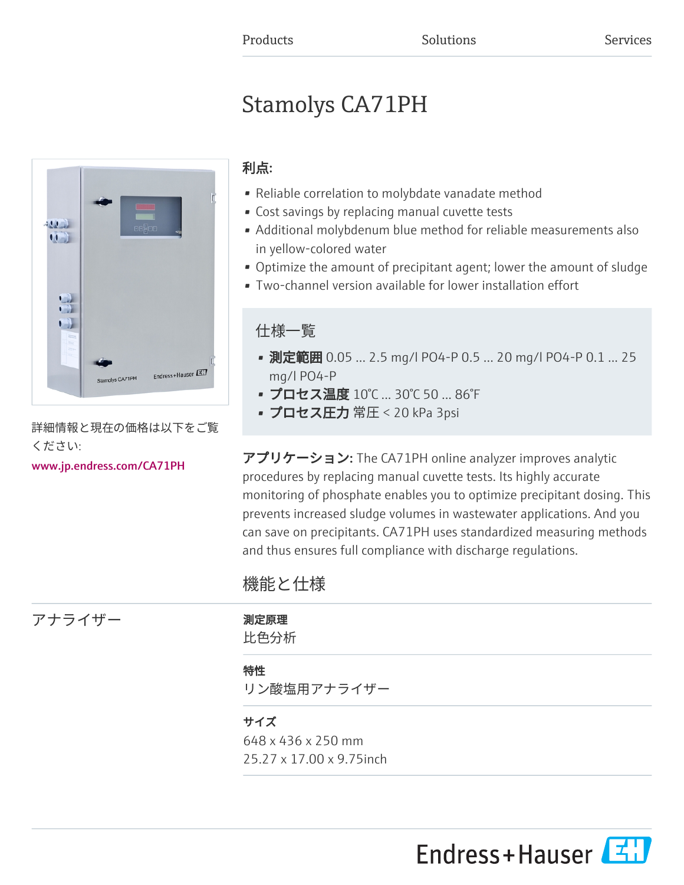Products Solutions Services

# Stamolys CA71PH

詳細情報と現在の価格は以下をご覧ください:

www.jp.endress.com/CA71PH

**利点:**

- Reliable correlation to molybdate vanadate method
- Cost savings by replacing manual cuvette tests
- Additional molybdenum blue method for reliable measurements also in yellow-colored water
- Optimize the amount of precipitant agent; lower the amount of sludge
- Two-channel version available for lower installation effort

## 仕様一覧

- **測定範囲** 0.05 ... 2.5 mg/l PO4-P 0.5 ... 20 mg/l PO4-P 0.1 ... 25 mg/l PO4-P
- **プロセス温度** 10℃ ... 30℃ 50 ... 86°F
- **プロセス圧力** 常圧 < 20 kPa 3psi

**アプリケーション:** The CA71PH online analyzer improves analytic procedures by replacing manual cuvette tests. Its highly accurate monitoring of phosphate enables you to optimize precipitant dosing. This prevents increased sludge volumes in wastewater applications. And you can save on precipitants. CA71PH uses standardized measuring methods and thus ensures full compliance with discharge regulations.

## 機能と仕様

### アナライザー

**測定原理**

比色分析

**特性**

リン酸塩用アナライザー

**サイズ**

648 x 436 x 250 mm
25.27 x 17.00 x 9.75inch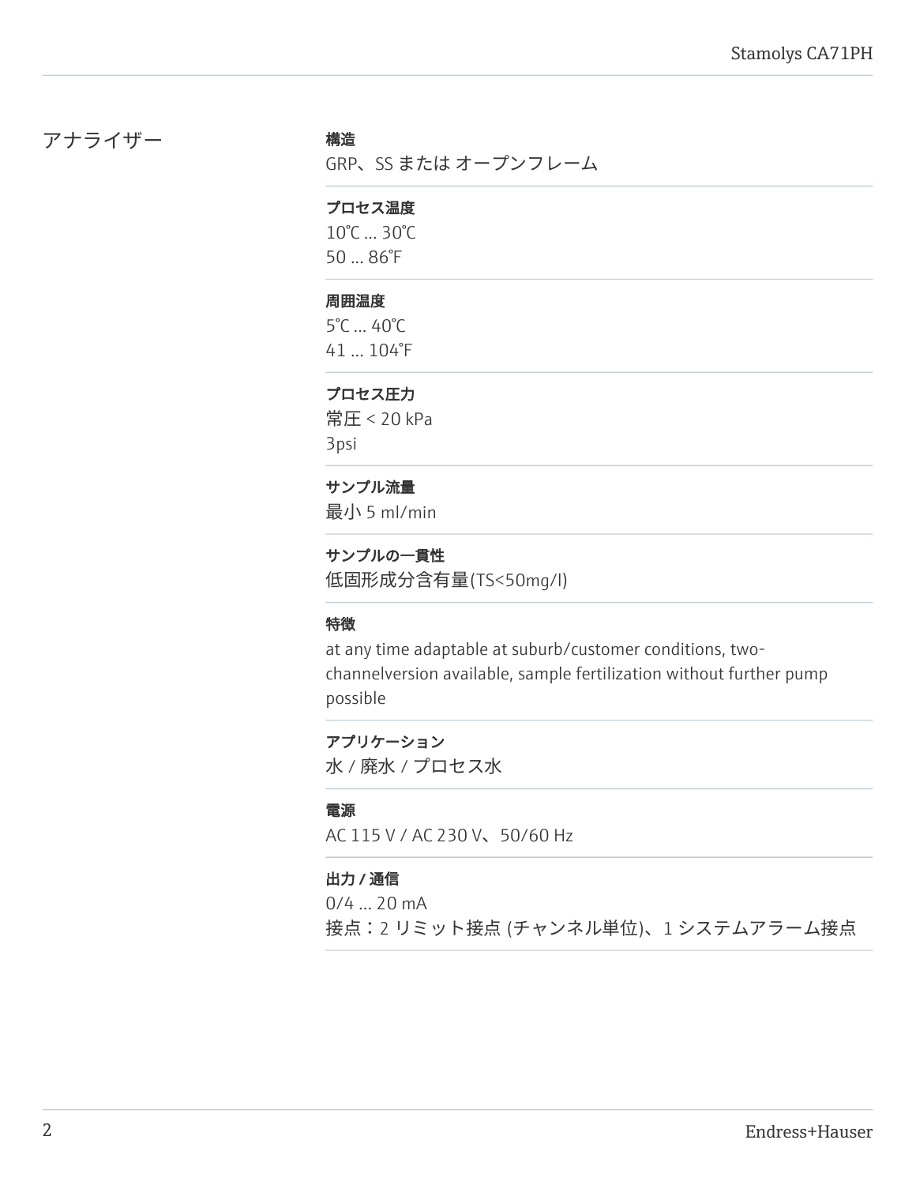## アナライザー

**構造**

GRP、SS または オープンフレーム

**プロセス温度**

10℃ ... 30℃
50 ... 86°F

**周囲温度**

5℃ ... 40℃
41 ... 104°F

**プロセス圧力**

常圧 < 20 kPa
3psi

**サンプル流量**

最小 5 ml/min

**サンプルの一貫性**

低固形成分含有量(TS<50mg/l)

**特徴**

at any time adaptable at suburb/customer conditions, two-channelversion available, sample fertilization without further pump possible

**アプリケーション**

水 / 廃水 / プロセス水

**電源**

AC 115 V / AC 230 V、50/60 Hz

**出力 / 通信**

0/4 ... 20 mA
接点：2 リミット接点 (チャンネル単位)、1 システムアラーム接点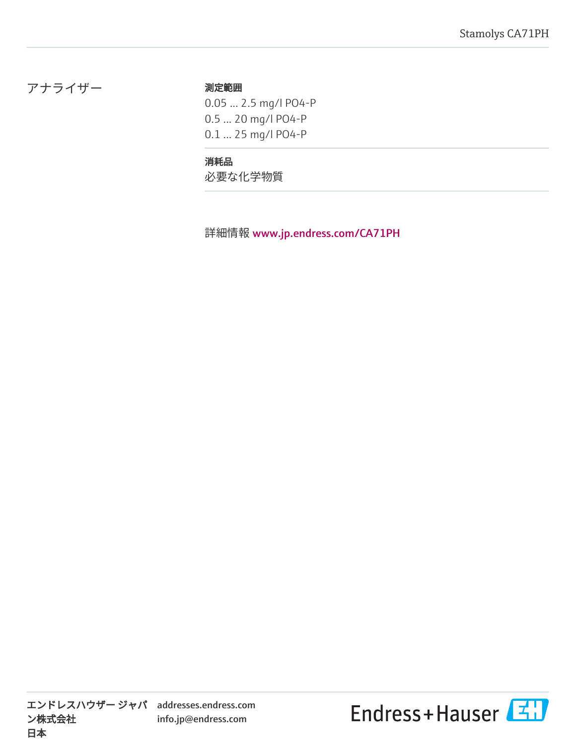## アナライザー

**測定範囲**

0.05 ... 2.5 mg/l PO4-P
0.5 ... 20 mg/l PO4-P
0.1 ... 25 mg/l PO4-P

**消耗品**

必要な化学物質

詳細情報 www.jp.endress.com/CA71PH

**エンドレスハウザー ジャパン株式会社**
**日本**

addresses.endress.com
info.jp@endress.com

Endress+Hauser